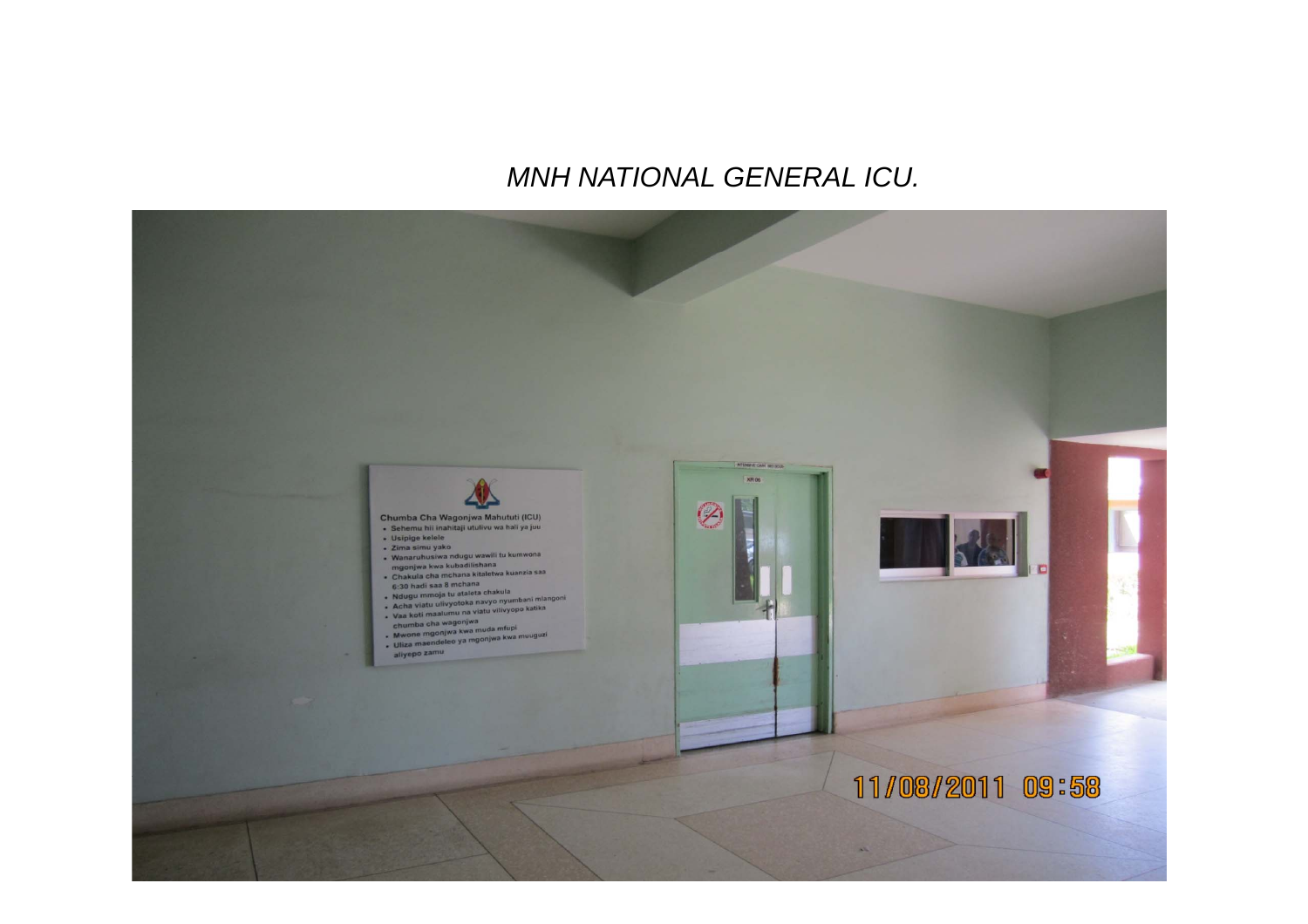*MNH NATIONAL GENERAL ICU.*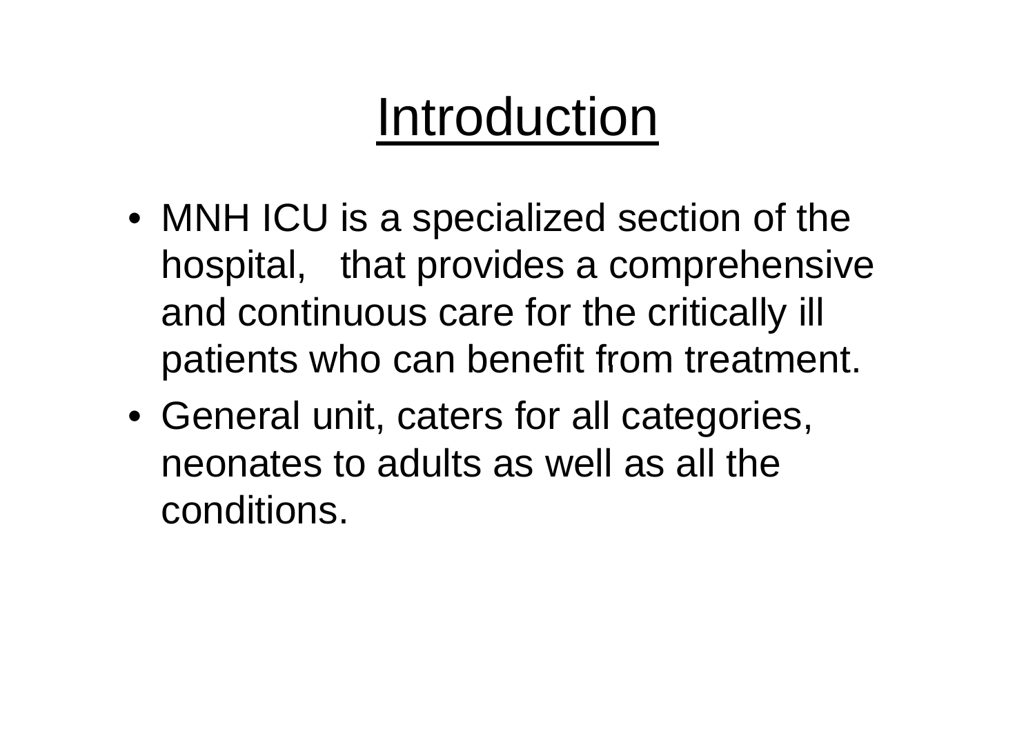# Introduction

- MNH ICU is a specialized section of the hospital, that provides a comprehensive and continuous care for the critically ill patients who can benefit from treatment.
- General unit, caters for all categories, neonates to adults as well as all the conditions.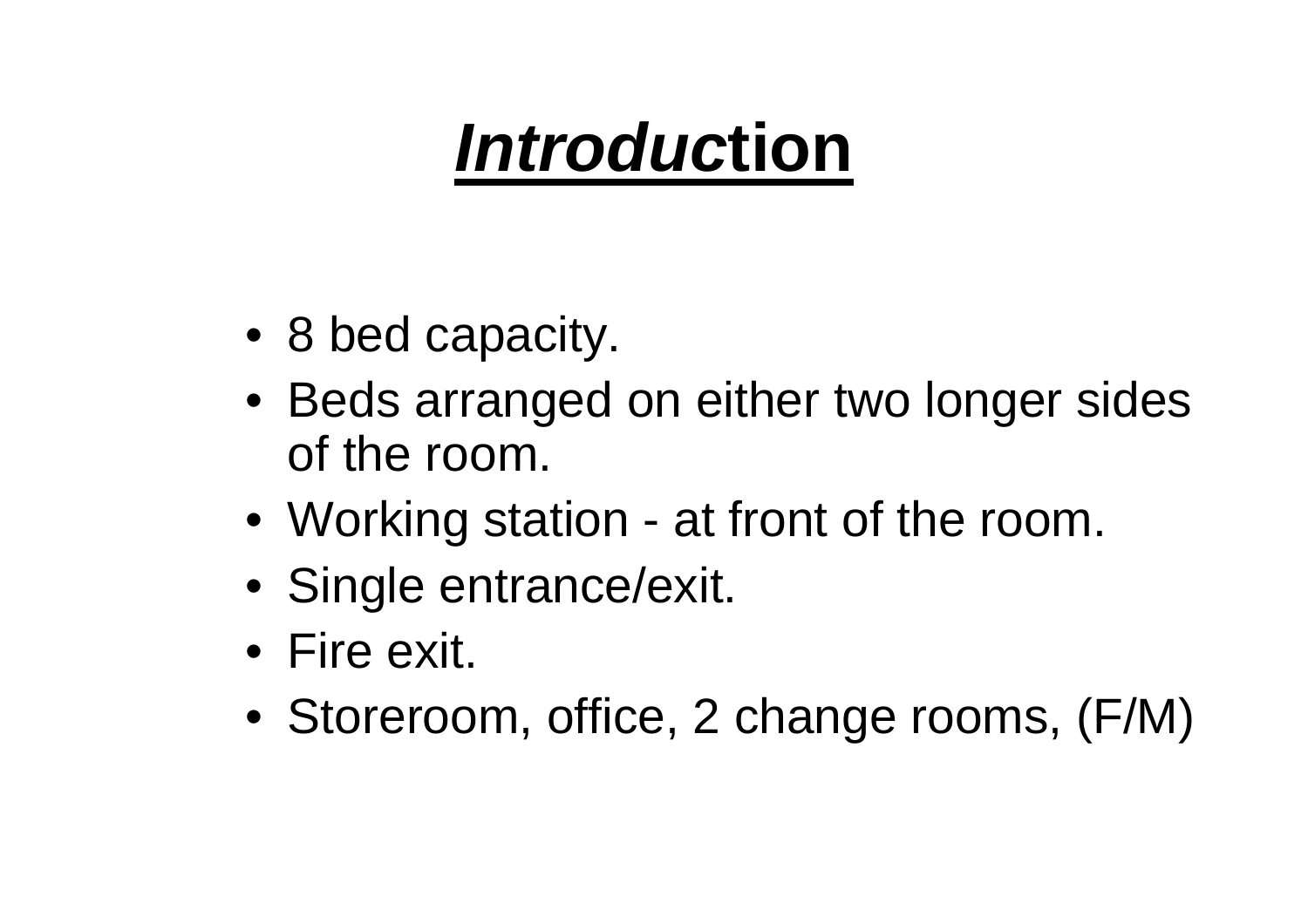# ***Introduc*tion**

- 8 bed capacity.
- Beds arranged on either two longer sides of the room.
- Working station - at front of the room.
- Single entrance/exit.
- Fire exit.
- Storeroom, office, 2 change rooms, (F/M)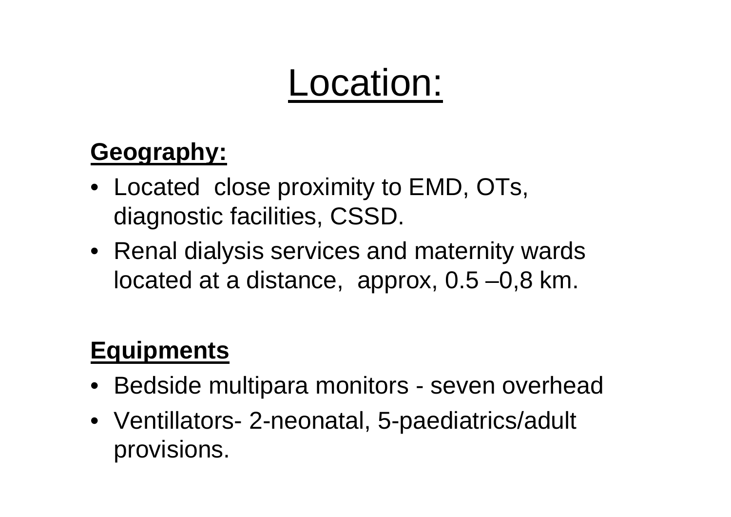# Location:

**Geography:**

- Located close proximity to EMD, OTs, diagnostic facilities, CSSD.
- Renal dialysis services and maternity wards located at a distance, approx, 0.5 –0,8 km.

**Equipments**

- Bedside multipara monitors - seven overhead
- Ventillators- 2-neonatal, 5-paediatrics/adult provisions.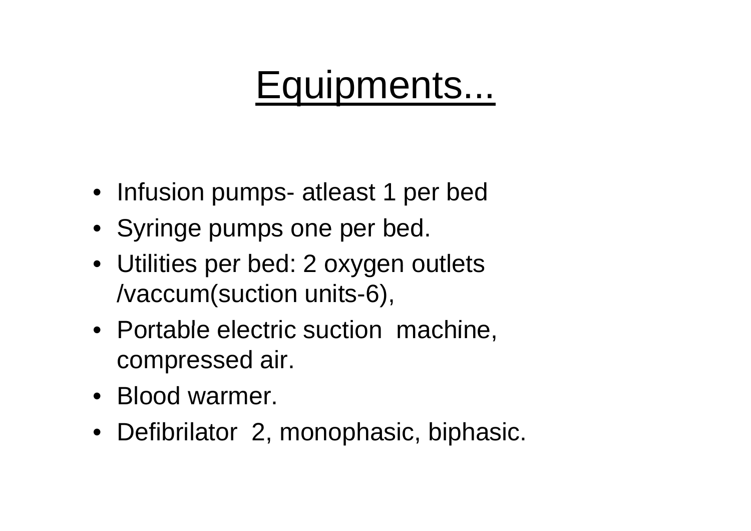# Equipments...

- Infusion pumps- atleast 1 per bed
- Syringe pumps one per bed.
- Utilities per bed: 2 oxygen outlets /vaccum(suction units-6),
- Portable electric suction machine, compressed air.
- Blood warmer.
- Defibrilator 2, monophasic, biphasic.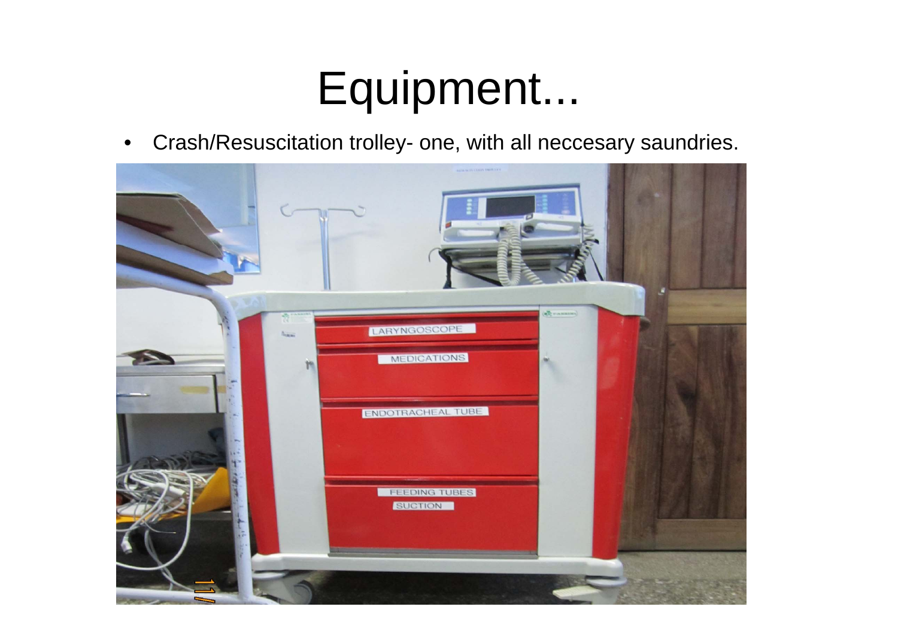# Equipment...

- Crash/Resuscitation trolley- one, with all neccesary saundries.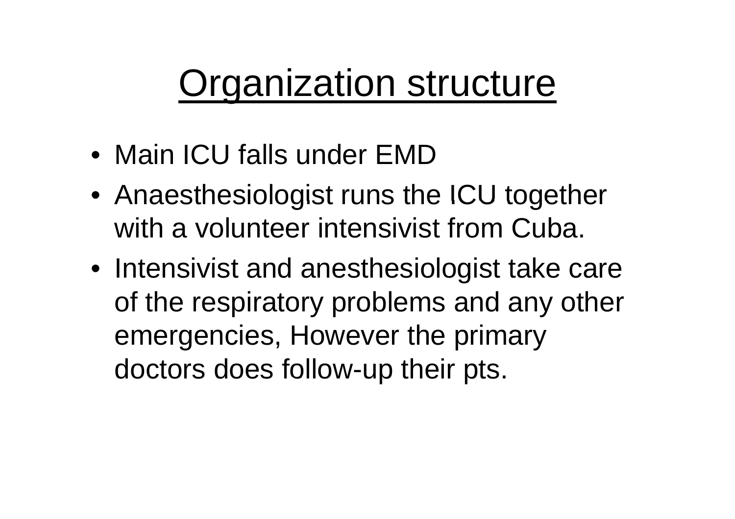# Organization structure

- Main ICU falls under EMD
- Anaesthesiologist runs the ICU together with a volunteer intensivist from Cuba.
- Intensivist and anesthesiologist take care of the respiratory problems and any other emergencies, However the primary doctors does follow-up their pts.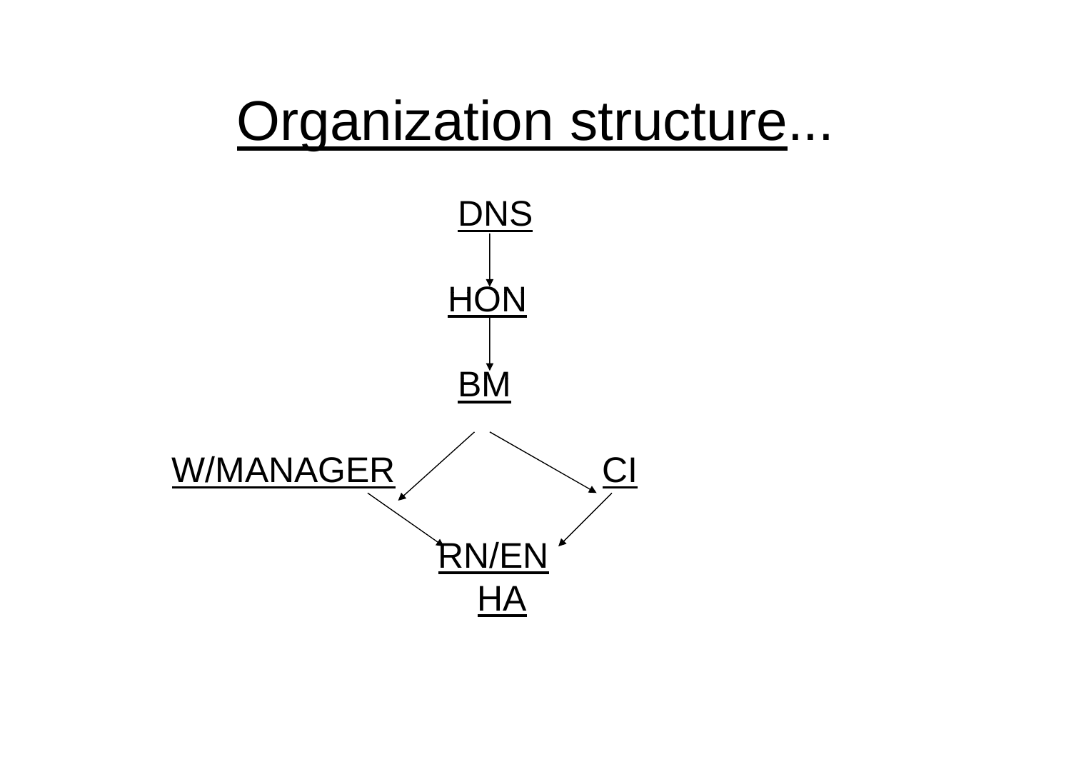# Organization structure...

DNS

↓

HON

↓

BM

↙ ↘

W/MANAGER CI

↘ ↙

RN/EN

HA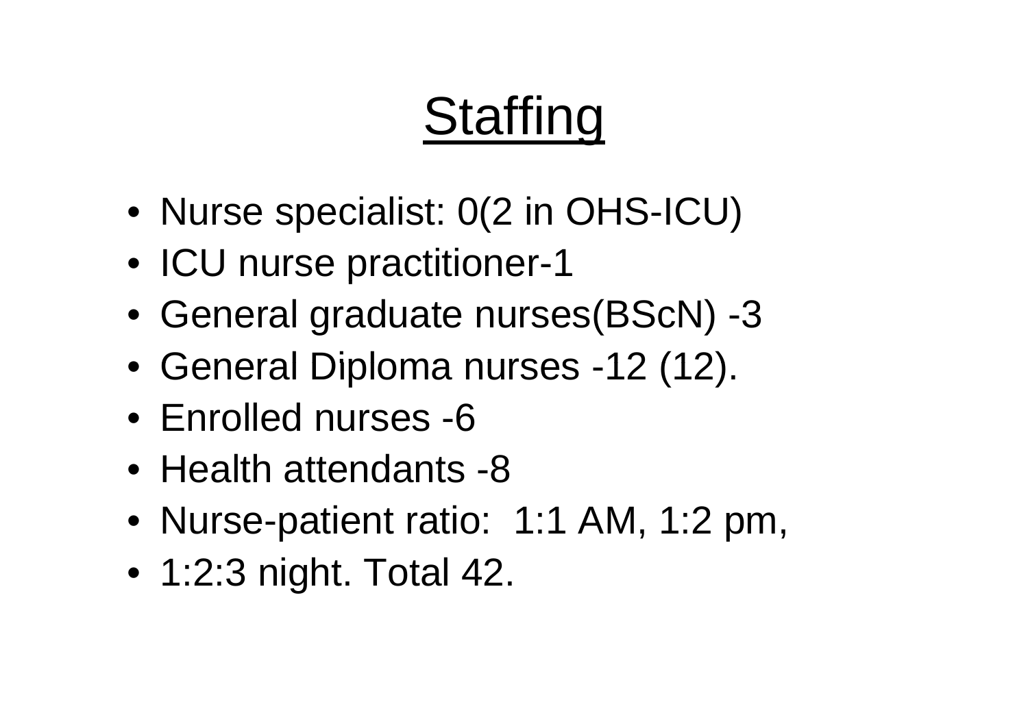# Staffing

- Nurse specialist: 0(2 in OHS-ICU)
- ICU nurse practitioner-1
- General graduate nurses(BScN) -3
- General Diploma nurses -12 (12).
- Enrolled nurses -6
- Health attendants -8
- Nurse-patient ratio: 1:1 AM, 1:2 pm,
- 1:2:3 night. Total 42.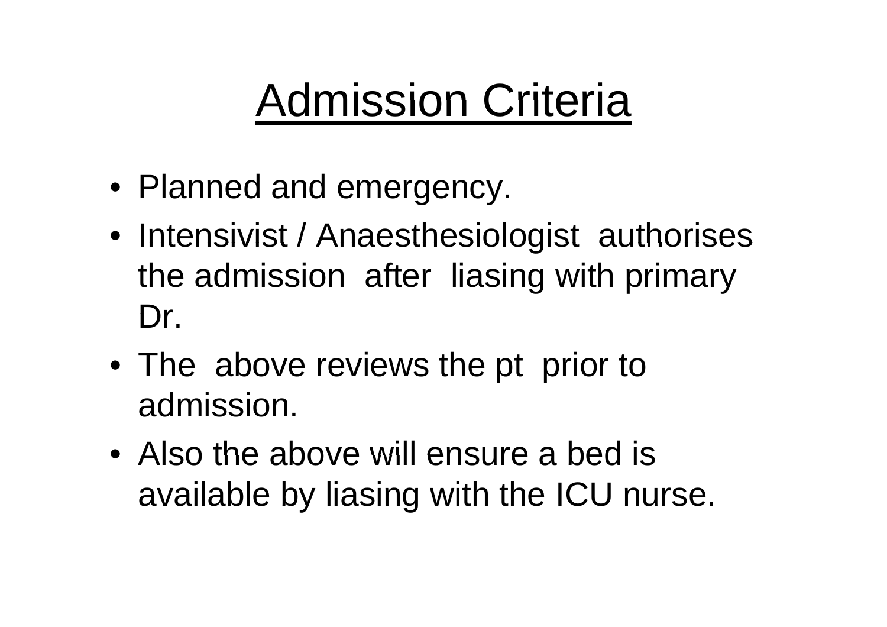# Admission Criteria

- Planned and emergency.
- Intensivist / Anaesthesiologist authorises the admission after liasing with primary Dr.
- The above reviews the pt prior to admission.
- Also the above will ensure a bed is available by liasing with the ICU nurse.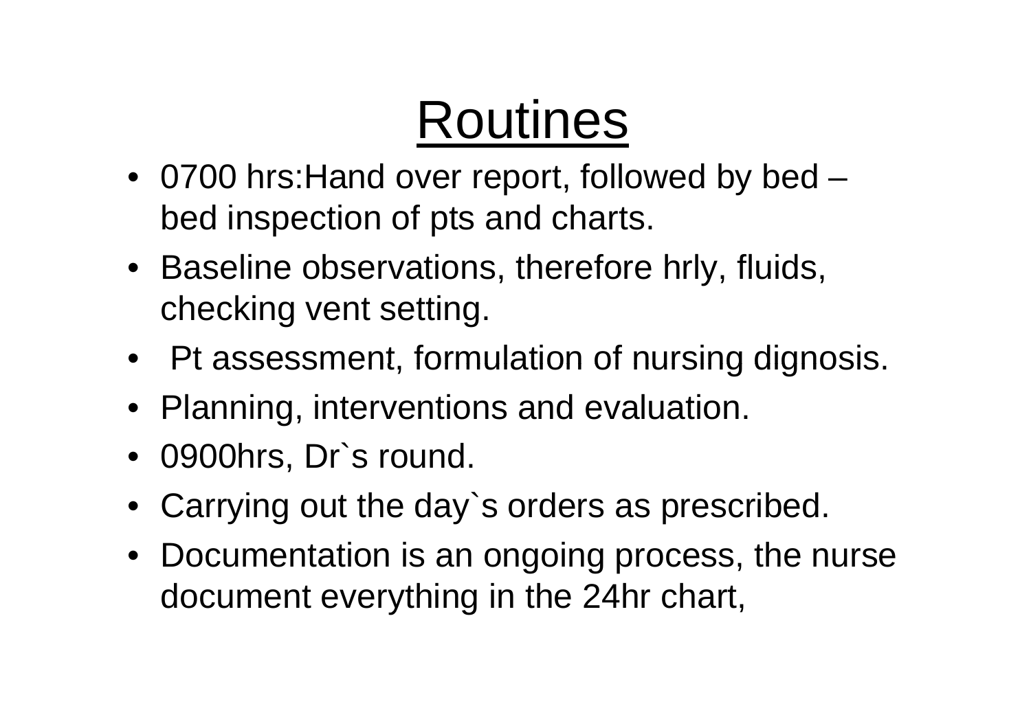# Routines

- 0700 hrs:Hand over report, followed by bed – bed inspection of pts and charts.
- Baseline observations, therefore hrly, fluids, checking vent setting.
- Pt assessment, formulation of nursing dignosis.
- Planning, interventions and evaluation.
- 0900hrs, Dr`s round.
- Carrying out the day`s orders as prescribed.
- Documentation is an ongoing process, the nurse document everything in the 24hr chart,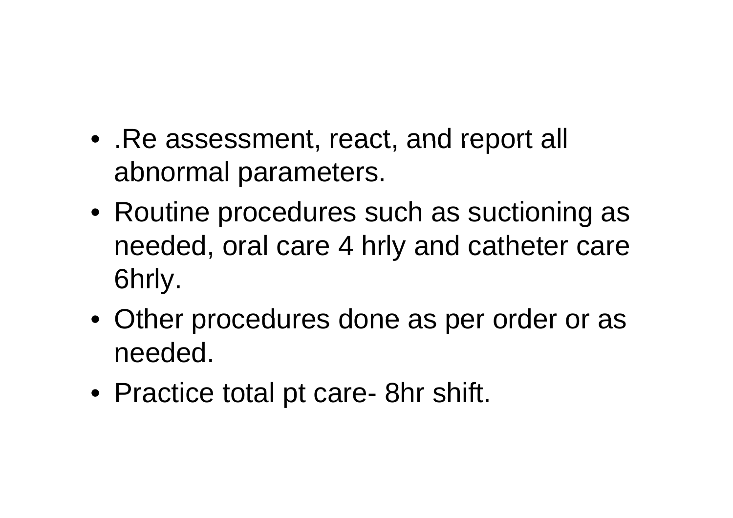- .Re assessment, react, and report all abnormal parameters.
- Routine procedures such as suctioning as needed, oral care 4 hrly and catheter care 6hrly.
- Other procedures done as per order or as needed.
- Practice total pt care- 8hr shift.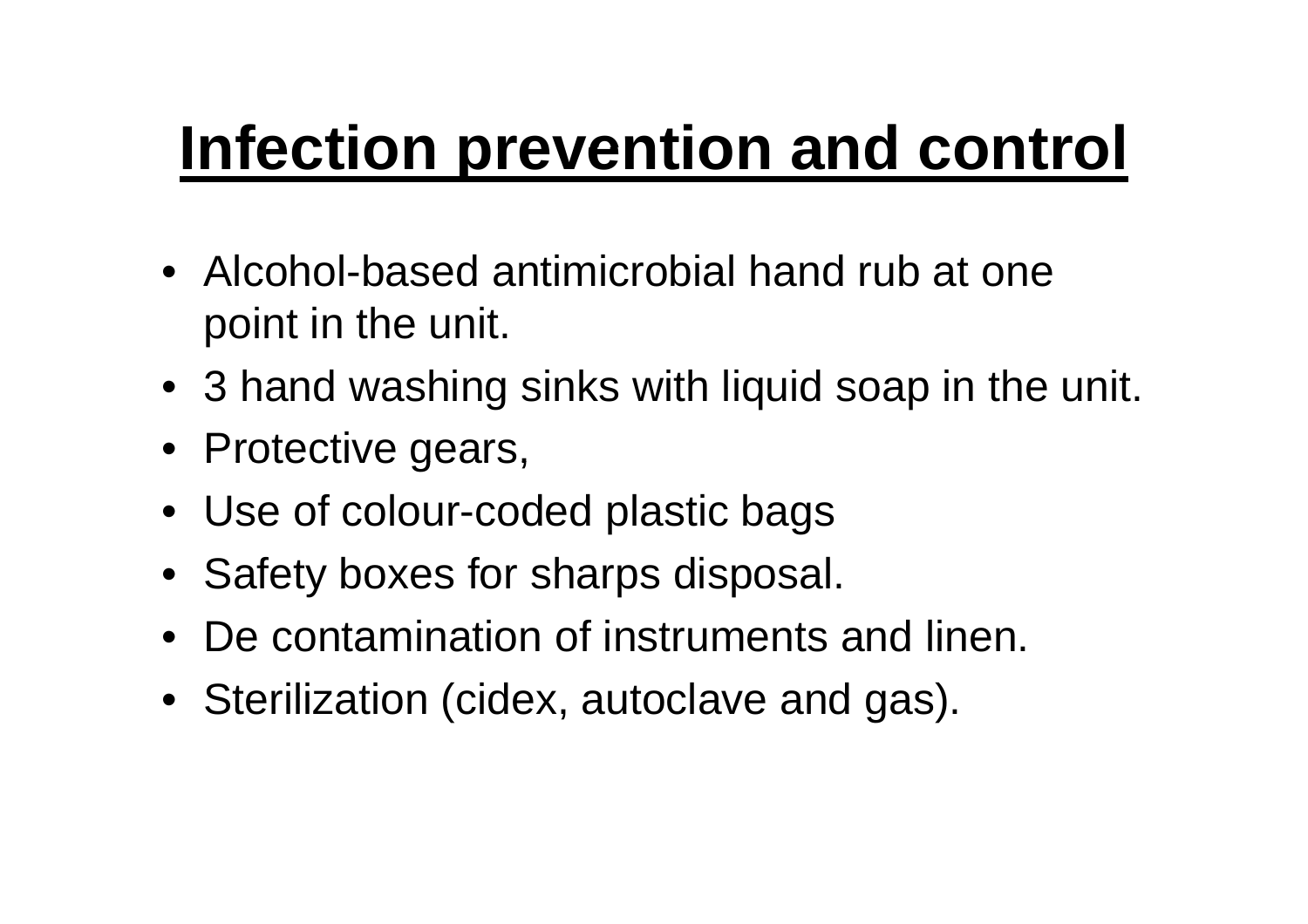# Infection prevention and control

- Alcohol-based antimicrobial hand rub at one point in the unit.
- 3 hand washing sinks with liquid soap in the unit.
- Protective gears,
- Use of colour-coded plastic bags
- Safety boxes for sharps disposal.
- De contamination of instruments and linen.
- Sterilization (cidex, autoclave and gas).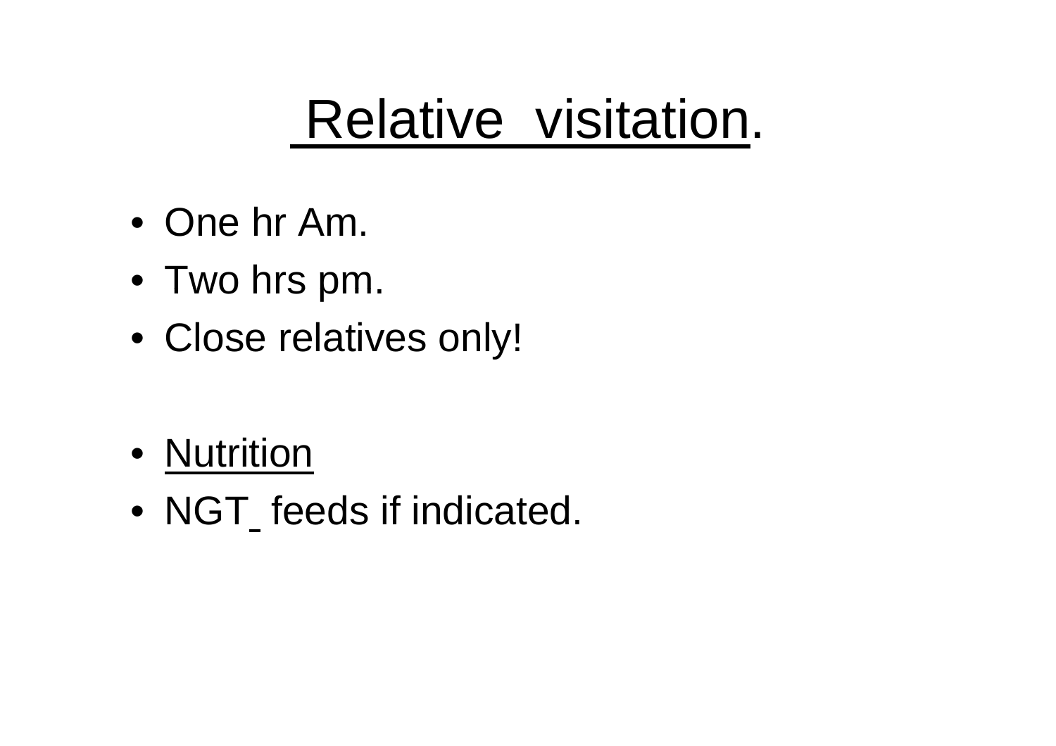# Relative visitation.

- One hr Am.
- Two hrs pm.
- Close relatives only!

- Nutrition
- NGT_ feeds if indicated.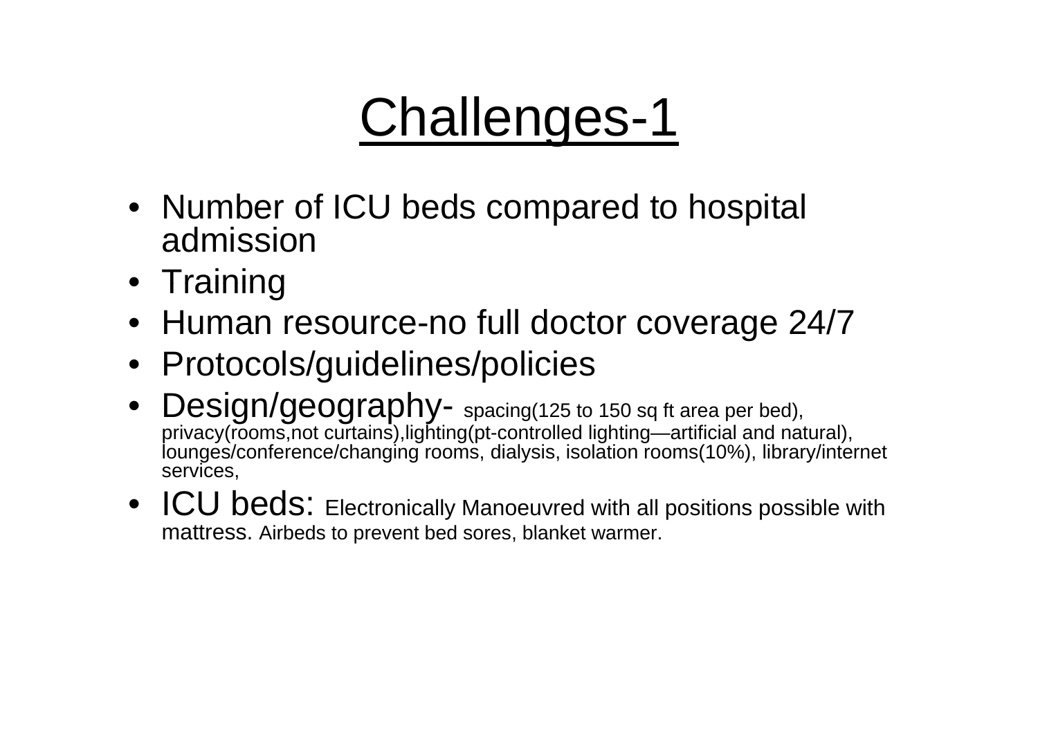# Challenges-1

- Number of ICU beds compared to hospital admission
- Training
- Human resource-no full doctor coverage 24/7
- Protocols/guidelines/policies
- Design/geography- spacing(125 to 150 sq ft area per bed), privacy(rooms,not curtains),lighting(pt-controlled lighting—artificial and natural), lounges/conference/changing rooms, dialysis, isolation rooms(10%), library/internet services,
- ICU beds: Electronically Manoeuvred with all positions possible with mattress. Airbeds to prevent bed sores, blanket warmer.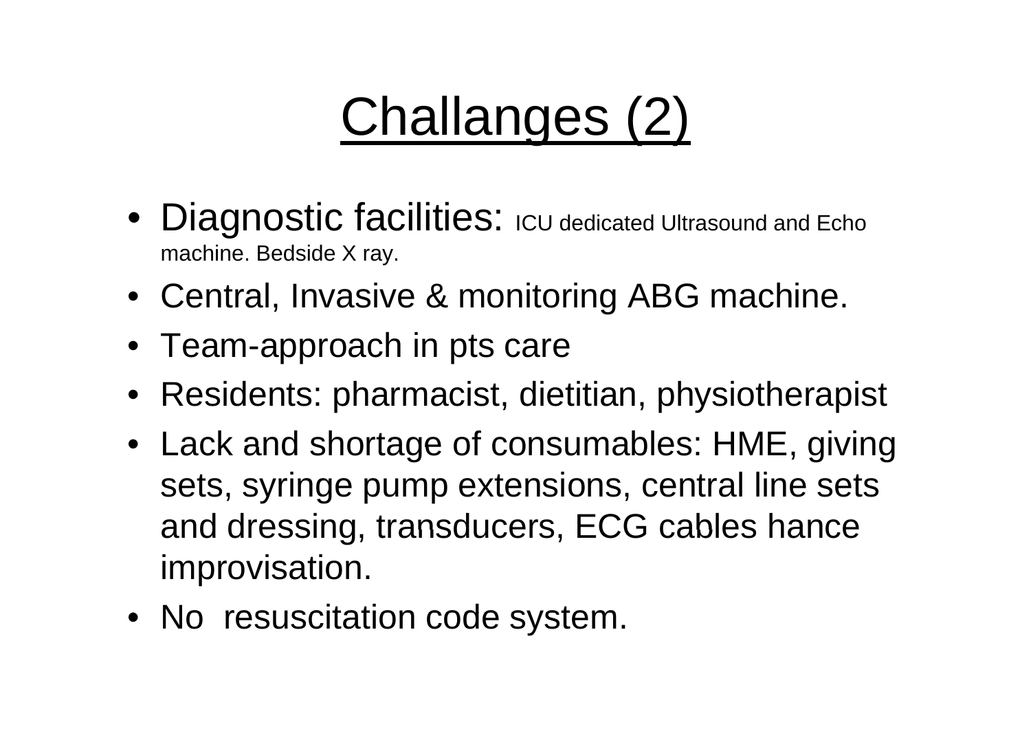# Challanges (2)

- Diagnostic facilities: ICU dedicated Ultrasound and Echo machine. Bedside X ray.
- Central, Invasive & monitoring ABG machine.
- Team-approach in pts care
- Residents: pharmacist, dietitian, physiotherapist
- Lack and shortage of consumables: HME, giving sets, syringe pump extensions, central line sets and dressing, transducers, ECG cables hance improvisation.
- No  resuscitation code system.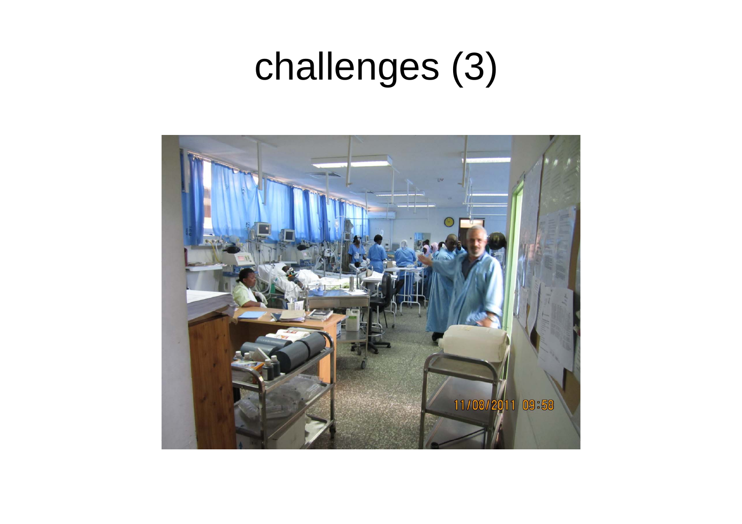# challenges (3)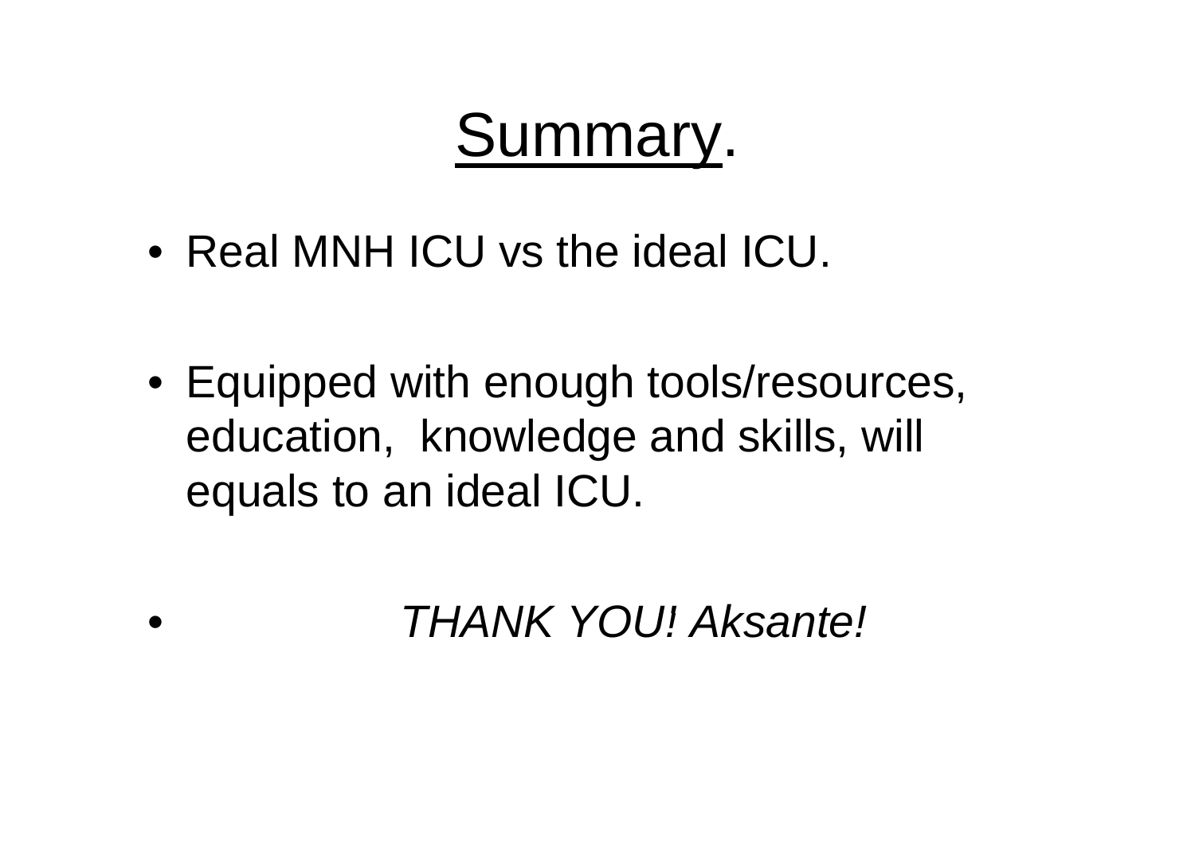# Summary.

- Real MNH ICU vs the ideal ICU.

- Equipped with enough tools/resources, education, knowledge and skills, will equals to an ideal ICU.

- *THANK YOU! Aksante!*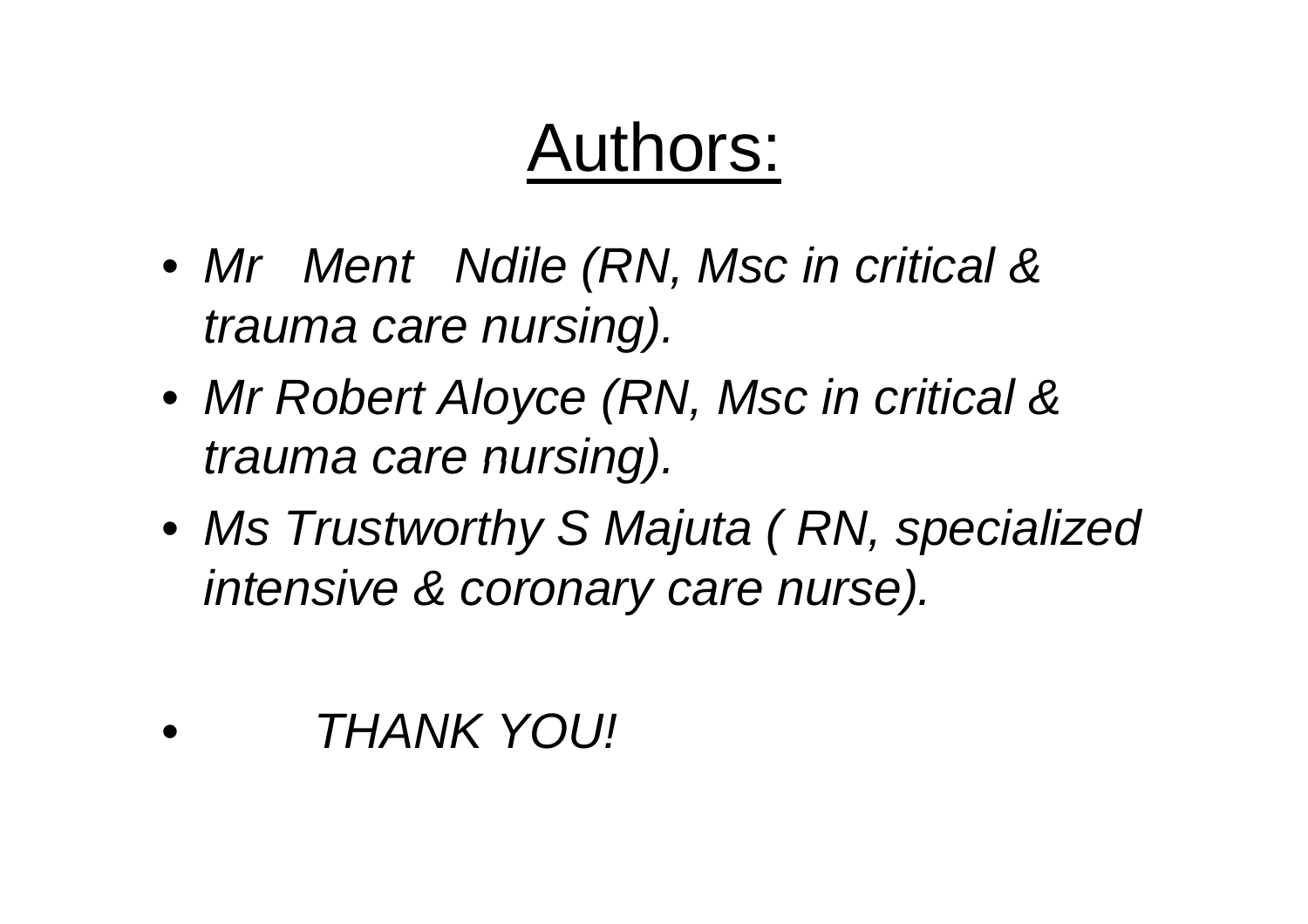# Authors:

- *Mr Ment Ndile (RN, Msc in critical & trauma care nursing).*
- *Mr Robert Aloyce (RN, Msc in critical & trauma care nursing).*
- *Ms Trustworthy S Majuta ( RN, specialized intensive & coronary care nurse).*

- *THANK YOU!*